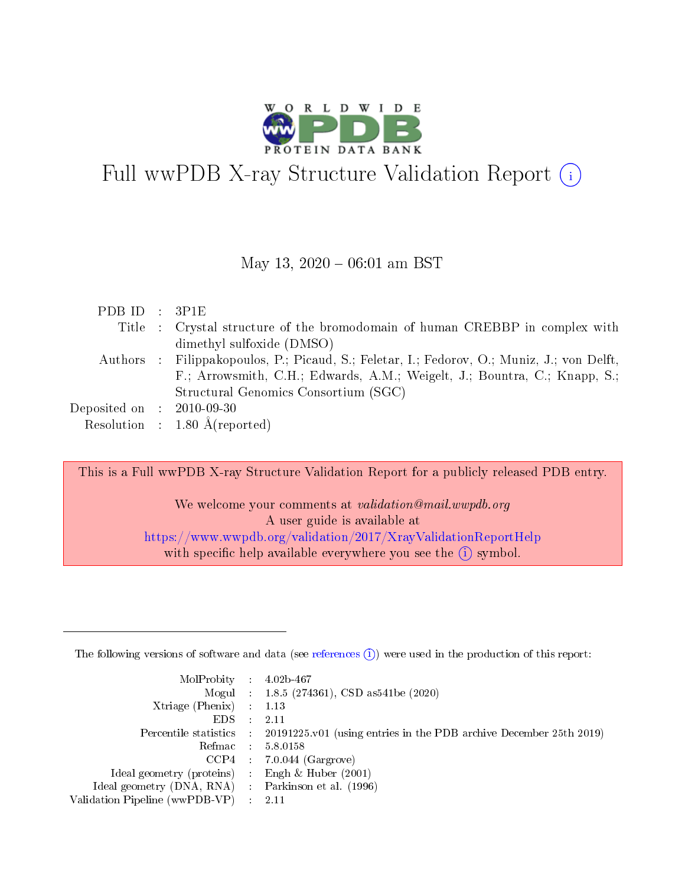# Full wwPDB X-ray Structure Validation Report (i)

May 13, 2020 – 06:01 am BST

| | | |
|---|---|---|
| PDB ID | : | 3P1E |
| Title | : | Crystal structure of the bromodomain of human CREBBP in complex with dimethyl sulfoxide (DMSO) |
| Authors | : | Filippakopoulos, P.; Picaud, S.; Feletar, I.; Fedorov, O.; Muniz, J.; von Delft, F.; Arrowsmith, C.H.; Edwards, A.M.; Weigelt, J.; Bountra, C.; Knapp, S.; Structural Genomics Consortium (SGC) |
| Deposited on | : | 2010-09-30 |
| Resolution | : | 1.80 Å(reported) |

This is a Full wwPDB X-ray Structure Validation Report for a publicly released PDB entry.

We welcome your comments at *validation@mail.wwpdb.org*
A user guide is available at
https://www.wwpdb.org/validation/2017/XrayValidationReportHelp
with specific help available everywhere you see the (i) symbol.

---

The following versions of software and data (see references (i)) were used in the production of this report:

| | | |
|---|---|---|
| MolProbity | : | 4.02b-467 |
| Mogul | : | 1.8.5 (274361), CSD as541be (2020) |
| Xtriage (Phenix) | : | 1.13 |
| EDS | : | 2.11 |
| Percentile statistics | : | 20191225.v01 (using entries in the PDB archive December 25th 2019) |
| Refmac | : | 5.8.0158 |
| CCP4 | : | 7.0.044 (Gargrove) |
| Ideal geometry (proteins) | : | Engh & Huber (2001) |
| Ideal geometry (DNA, RNA) | : | Parkinson et al. (1996) |
| Validation Pipeline (wwPDB-VP) | : | 2.11 |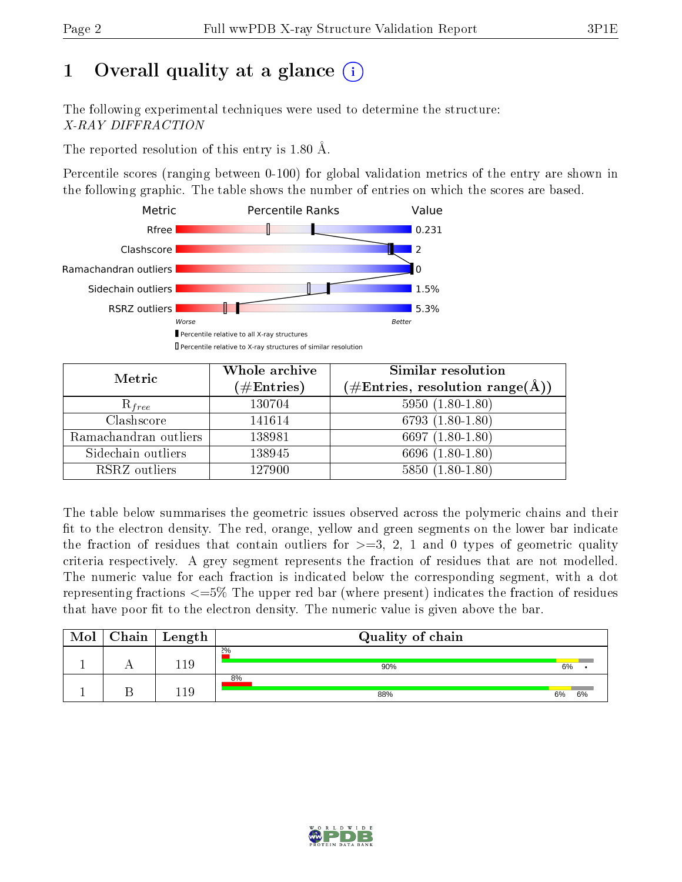# 1 Overall quality at a glance

The following experimental techniques were used to determine the structure: *X-RAY DIFFRACTION*

The reported resolution of this entry is 1.80 Å.

Percentile scores (ranging between 0-100) for global validation metrics of the entry are shown in the following graphic. The table shows the number of entries on which the scores are based.

| Metric | Value |
|---|---|
| Rfree | 0.231 |
| Clashscore | 2 |
| Ramachandran outliers | 0 |
| Sidechain outliers | 1.5% |
| RSRZ outliers | 5.3% |

Worse — Better

Percentile relative to all X-ray structures

Percentile relative to X-ray structures of similar resolution

| Metric | Whole archive (#Entries) | Similar resolution (#Entries, resolution range(Å)) |
|---|---|---|
| $R_{free}$ | 130704 | 5950 (1.80-1.80) |
| Clashscore | 141614 | 6793 (1.80-1.80) |
| Ramachandran outliers | 138981 | 6697 (1.80-1.80) |
| Sidechain outliers | 138945 | 6696 (1.80-1.80) |
| RSRZ outliers | 127900 | 5850 (1.80-1.80) |

The table below summarises the geometric issues observed across the polymeric chains and their fit to the electron density. The red, orange, yellow and green segments on the lower bar indicate the fraction of residues that contain outliers for >=3, 2, 1 and 0 types of geometric quality criteria respectively. A grey segment represents the fraction of residues that are not modelled. The numeric value for each fraction is indicated below the corresponding segment, with a dot representing fractions <=5% The upper red bar (where present) indicates the fraction of residues that have poor fit to the electron density. The numeric value is given above the bar.

| Mol | Chain | Length | Quality of chain |
|---|---|---|---|
| 1 | A | 119 | 2%; 90%, 6%, • |
| 1 | B | 119 | 8%; 88%, 6%, 6% |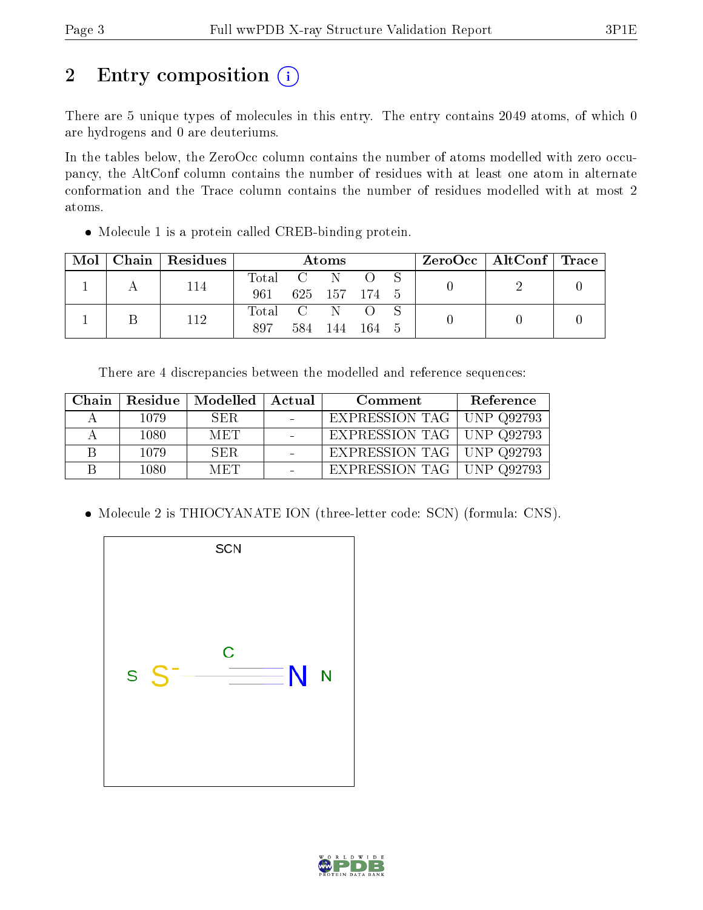## 2 Entry composition

There are 5 unique types of molecules in this entry. The entry contains 2049 atoms, of which 0 are hydrogens and 0 are deuteriums.

In the tables below, the ZeroOcc column contains the number of atoms modelled with zero occupancy, the AltConf column contains the number of residues with at least one atom in alternate conformation and the Trace column contains the number of residues modelled with at most 2 atoms.

- Molecule 1 is a protein called CREB-binding protein.

| Mol | Chain | Residues | Atoms | | | | | ZeroOcc | AltConf | Trace |
|---|---|---|---|---|---|---|---|---|---|---|
| | | | Total | C | N | O | S | | | |
| 1 | A | 114 | 961 | 625 | 157 | 174 | 5 | 0 | 2 | 0 |
| 1 | B | 112 | 897 | 584 | 144 | 164 | 5 | 0 | 0 | 0 |

There are 4 discrepancies between the modelled and reference sequences:

| Chain | Residue | Modelled | Actual | Comment | Reference |
|---|---|---|---|---|---|
| A | 1079 | SER | - | EXPRESSION TAG | UNP Q92793 |
| A | 1080 | MET | - | EXPRESSION TAG | UNP Q92793 |
| B | 1079 | SER | - | EXPRESSION TAG | UNP Q92793 |
| B | 1080 | MET | - | EXPRESSION TAG | UNP Q92793 |

- Molecule 2 is THIOCYANATE ION (three-letter code: SCN) (formula: CNS).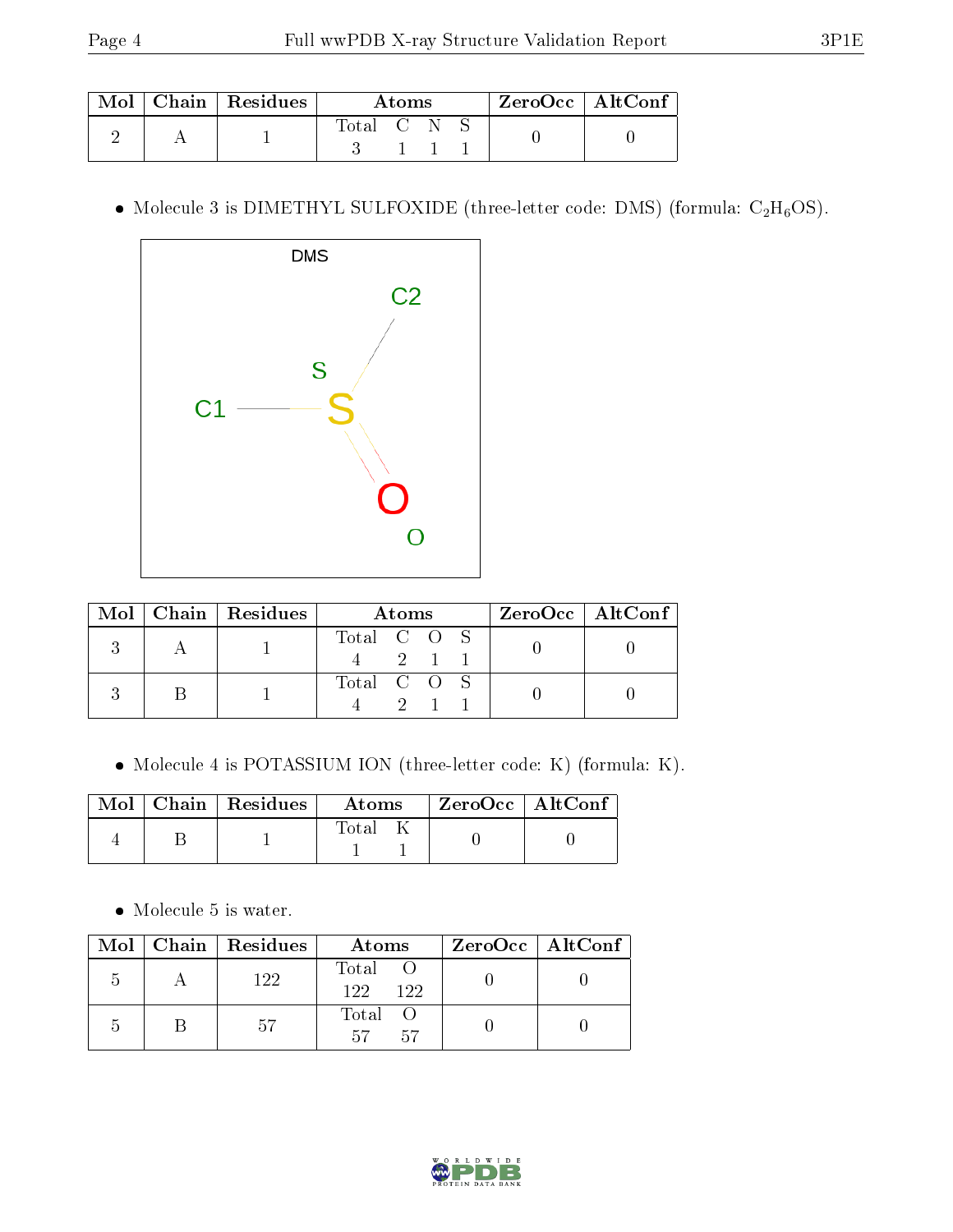| Mol | Chain | Residues | Atoms | | | | ZeroOcc | AltConf |
|---|---|---|---|---|---|---|---|---|
| | | | Total | C | N | S | | |
| 2 | A | 1 | 3 | 1 | 1 | 1 | 0 | 0 |

- Molecule 3 is DIMETHYL SULFOXIDE (three-letter code: DMS) (formula: $C_2H_6OS$).

| Mol | Chain | Residues | Atoms | | | | ZeroOcc | AltConf |
|---|---|---|---|---|---|---|---|---|
| | | | Total | C | O | S | | |
| 3 | A | 1 | 4 | 2 | 1 | 1 | 0 | 0 |
| 3 | B | 1 | 4 | 2 | 1 | 1 | 0 | 0 |

- Molecule 4 is POTASSIUM ION (three-letter code: K) (formula: K).

| Mol | Chain | Residues | Atoms | | ZeroOcc | AltConf |
|---|---|---|---|---|---|---|
| | | | Total | K | | |
| 4 | B | 1 | 1 | 1 | 0 | 0 |

- Molecule 5 is water.

| Mol | Chain | Residues | Atoms | | ZeroOcc | AltConf |
|---|---|---|---|---|---|---|
| | | | Total | O | | |
| 5 | A | 122 | 122 | 122 | 0 | 0 |
| 5 | B | 57 | 57 | 57 | 0 | 0 |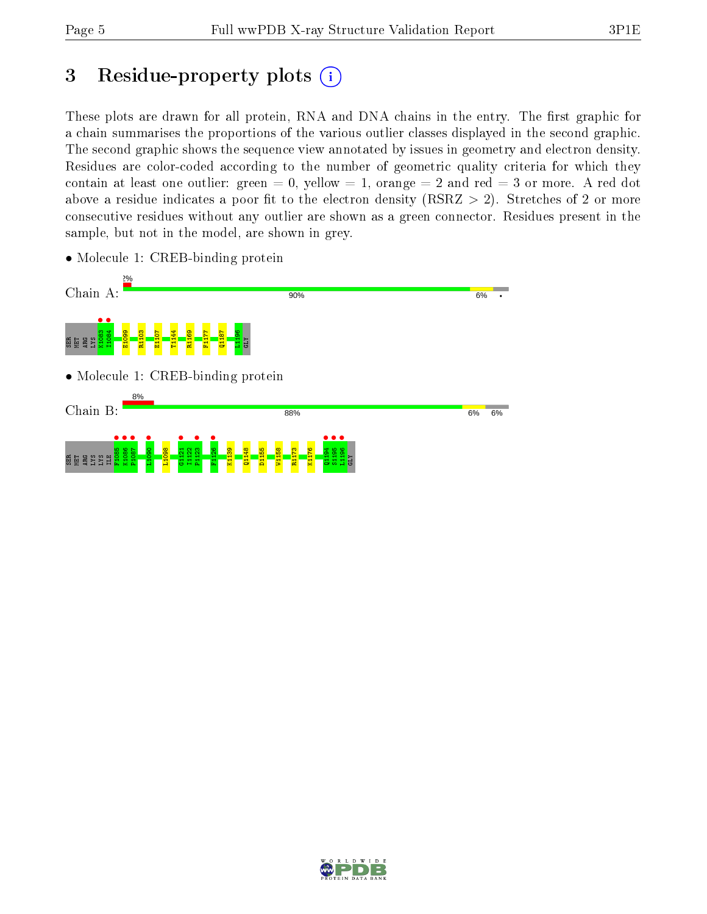# 3 Residue-property plots

These plots are drawn for all protein, RNA and DNA chains in the entry. The first graphic for a chain summarises the proportions of the various outlier classes displayed in the second graphic. The second graphic shows the sequence view annotated by issues in geometry and electron density. Residues are color-coded according to the number of geometric quality criteria for which they contain at least one outlier: green = 0, yellow = 1, orange = 2 and red = 3 or more. A red dot above a residue indicates a poor fit to the electron density (RSRZ > 2). Stretches of 2 or more consecutive residues without any outlier are shown as a green connector. Residues present in the sample, but not in the model, are shown in grey.

- Molecule 1: CREB-binding protein

Chain A: 2% | 90% | 6% | •

SER MET ARG LYS K1083 I1084 E1099 R1103 E1107 T1144 R1169 F1177 Q1187 L1196 GLY

- Molecule 1: CREB-binding protein

Chain B: 8% | 88% | 6% | 6%

SER MET ARG LYS LYS ILE F1085 K1086 P1087 L1090 L1098 G1121 I1122 P1123 F1126 K1139 Q1148 D1155 W1158 R1173 K1176 Q1194 S1195 L1196 GLY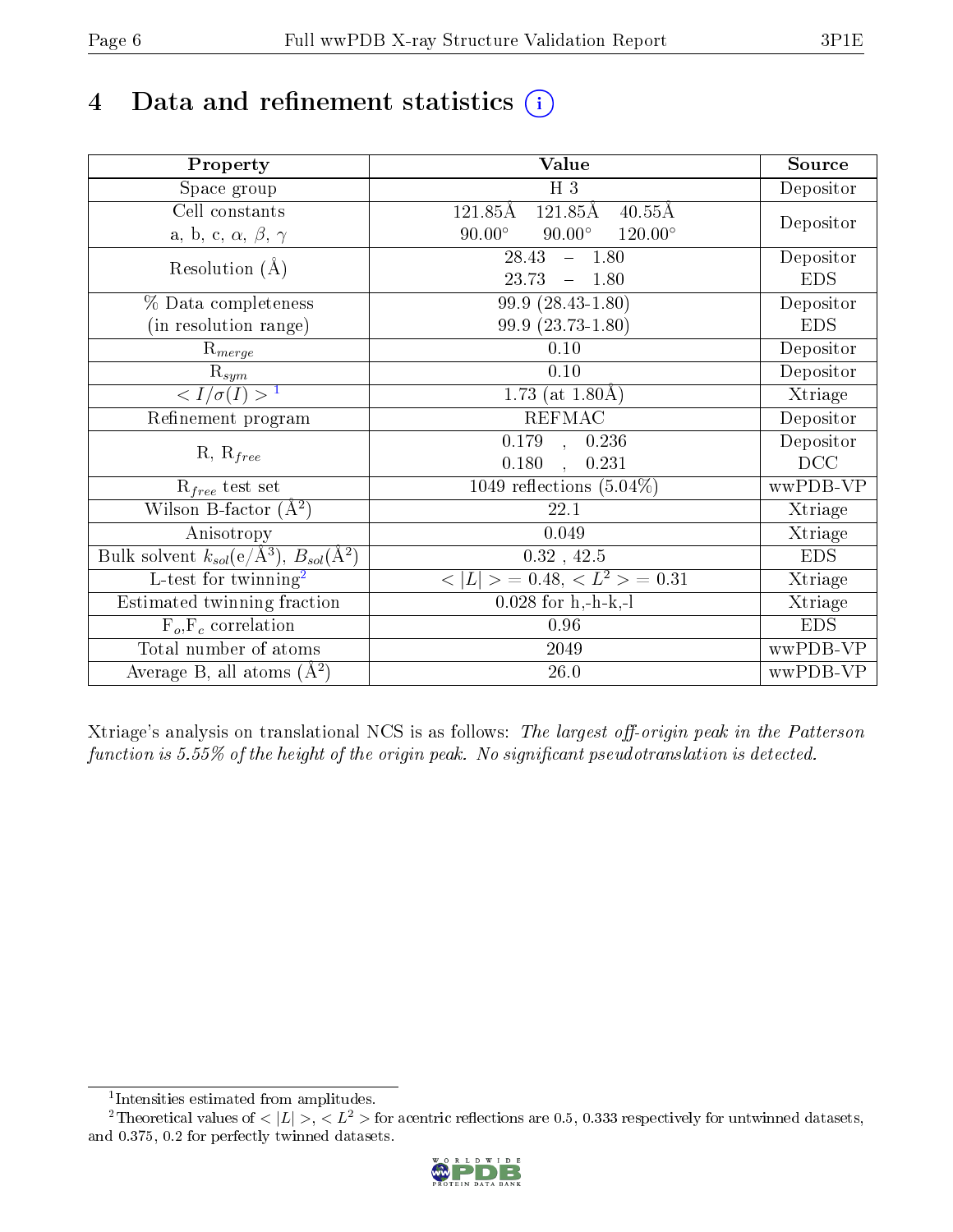# 4 Data and refinement statistics (i)

| Property | Value | Source |
|---|---|---|
| Space group | H 3 | Depositor |
| Cell constants<br>a, b, c, $\alpha$, $\beta$, $\gamma$ | 121.85Å 121.85Å 40.55Å<br>90.00° 90.00° 120.00° | Depositor |
| Resolution (Å) | 28.43 – 1.80<br>23.73 – 1.80 | Depositor<br>EDS |
| % Data completeness<br>(in resolution range) | 99.9 (28.43-1.80)<br>99.9 (23.73-1.80) | Depositor<br>EDS |
| $R_{merge}$ | 0.10 | Depositor |
| $R_{sym}$ | 0.10 | Depositor |
| $< I/\sigma(I) >$ [1] | 1.73 (at 1.80Å) | Xtriage |
| Refinement program | REFMAC | Depositor |
| R, $R_{free}$ | 0.179 , 0.236<br>0.180 , 0.231 | Depositor<br>DCC |
| $R_{free}$ test set | 1049 reflections (5.04%) | wwPDB-VP |
| Wilson B-factor (Å$^2$) | 22.1 | Xtriage |
| Anisotropy | 0.049 | Xtriage |
| Bulk solvent $k_{sol}$(e/Å$^3$), $B_{sol}$(Å$^2$) | 0.32 , 42.5 | EDS |
| L-test for twinning[2] | $< \|L\| >$ = 0.48, $< L^2 >$ = 0.31 | Xtriage |
| Estimated twinning fraction | 0.028 for h,-h-k,-l | Xtriage |
| $F_o$,$F_c$ correlation | 0.96 | EDS |
| Total number of atoms | 2049 | wwPDB-VP |
| Average B, all atoms (Å$^2$) | 26.0 | wwPDB-VP |

Xtriage's analysis on translational NCS is as follows: *The largest off-origin peak in the Patterson function is 5.55% of the height of the origin peak. No significant pseudotranslation is detected.*

[1] Intensities estimated from amplitudes.

[2] Theoretical values of $< |L| >$, $< L^2 >$ for acentric reflections are 0.5, 0.333 respectively for untwinned datasets, and 0.375, 0.2 for perfectly twinned datasets.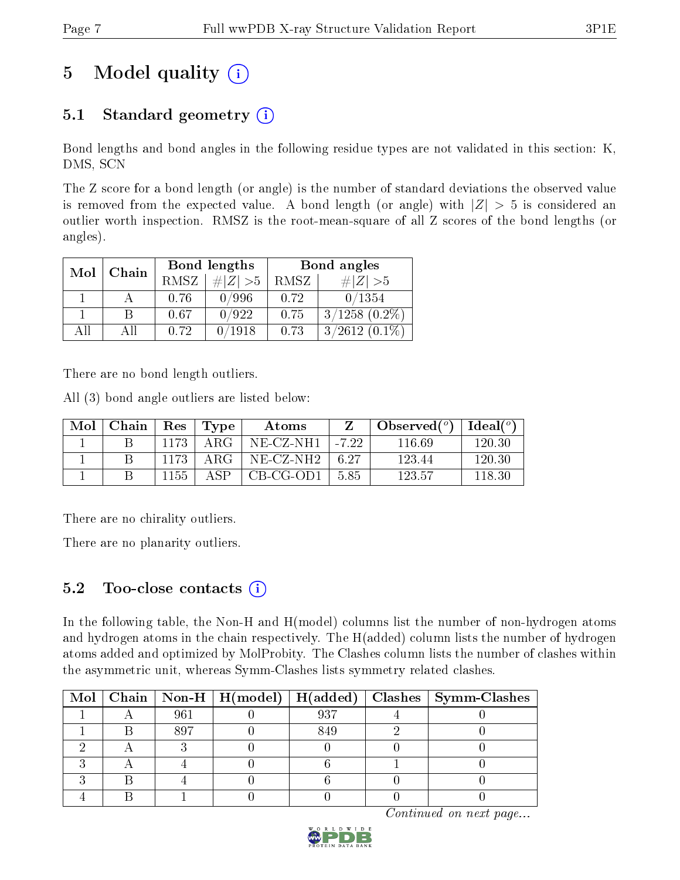# 5 Model quality (i)

## 5.1 Standard geometry (i)

Bond lengths and bond angles in the following residue types are not validated in this section: K, DMS, SCN

The Z score for a bond length (or angle) is the number of standard deviations the observed value is removed from the expected value. A bond length (or angle) with $|Z| > 5$ is considered an outlier worth inspection. RMSZ is the root-mean-square of all Z scores of the bond lengths (or angles).

| Mol | Chain | Bond lengths | | Bond angles | |
|---|---|---|---|---|---|
| | | RMSZ | #\|Z\| >5 | RMSZ | #\|Z\| >5 |
| 1 | A | 0.76 | 0/996 | 0.72 | 0/1354 |
| 1 | B | 0.67 | 0/922 | 0.75 | 3/1258 (0.2%) |
| All | All | 0.72 | 0/1918 | 0.73 | 3/2612 (0.1%) |

There are no bond length outliers.

All (3) bond angle outliers are listed below:

| Mol | Chain | Res | Type | Atoms | Z | Observed(°) | Ideal(°) |
|---|---|---|---|---|---|---|---|
| 1 | B | 1173 | ARG | NE-CZ-NH1 | -7.22 | 116.69 | 120.30 |
| 1 | B | 1173 | ARG | NE-CZ-NH2 | 6.27 | 123.44 | 120.30 |
| 1 | B | 1155 | ASP | CB-CG-OD1 | 5.85 | 123.57 | 118.30 |

There are no chirality outliers.

There are no planarity outliers.

## 5.2 Too-close contacts (i)

In the following table, the Non-H and H(model) columns list the number of non-hydrogen atoms and hydrogen atoms in the chain respectively. The H(added) column lists the number of hydrogen atoms added and optimized by MolProbity. The Clashes column lists the number of clashes within the asymmetric unit, whereas Symm-Clashes lists symmetry related clashes.

| Mol | Chain | Non-H | H(model) | H(added) | Clashes | Symm-Clashes |
|---|---|---|---|---|---|---|
| 1 | A | 961 | 0 | 937 | 4 | 0 |
| 1 | B | 897 | 0 | 849 | 2 | 0 |
| 2 | A | 3 | 0 | 0 | 0 | 0 |
| 3 | A | 4 | 0 | 6 | 1 | 0 |
| 3 | B | 4 | 0 | 6 | 0 | 0 |
| 4 | B | 1 | 0 | 0 | 0 | 0 |

*Continued on next page...*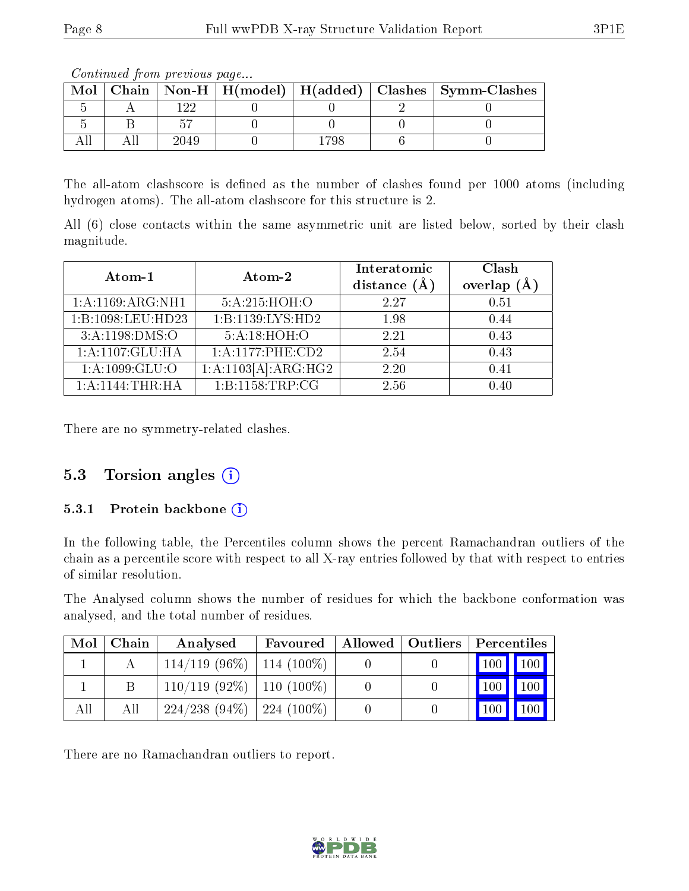*Continued from previous page...*

| Mol | Chain | Non-H | H(model) | H(added) | Clashes | Symm-Clashes |
|---|---|---|---|---|---|---|
| 5 | A | 122 | 0 | 0 | 2 | 0 |
| 5 | B | 57 | 0 | 0 | 0 | 0 |
| All | All | 2049 | 0 | 1798 | 6 | 0 |

The all-atom clashscore is defined as the number of clashes found per 1000 atoms (including hydrogen atoms). The all-atom clashscore for this structure is 2.

All (6) close contacts within the same asymmetric unit are listed below, sorted by their clash magnitude.

| Atom-1 | Atom-2 | Interatomic distance (Å) | Clash overlap (Å) |
|---|---|---|---|
| 1:A:1169:ARG:NH1 | 5:A:215:HOH:O | 2.27 | 0.51 |
| 1:B:1098:LEU:HD23 | 1:B:1139:LYS:HD2 | 1.98 | 0.44 |
| 3:A:1198:DMS:O | 5:A:18:HOH:O | 2.21 | 0.43 |
| 1:A:1107:GLU:HA | 1:A:1177:PHE:CD2 | 2.54 | 0.43 |
| 1:A:1099:GLU:O | 1:A:1103[A]:ARG:HG2 | 2.20 | 0.41 |
| 1:A:1144:THR:HA | 1:B:1158:TRP:CG | 2.56 | 0.40 |

There are no symmetry-related clashes.

## 5.3 Torsion angles

### 5.3.1 Protein backbone

In the following table, the Percentiles column shows the percent Ramachandran outliers of the chain as a percentile score with respect to all X-ray entries followed by that with respect to entries of similar resolution.

The Analysed column shows the number of residues for which the backbone conformation was analysed, and the total number of residues.

| Mol | Chain | Analysed | Favoured | Allowed | Outliers | Percentiles | |
|---|---|---|---|---|---|---|---|
| 1 | A | 114/119 (96%) | 114 (100%) | 0 | 0 | 100 | 100 |
| 1 | B | 110/119 (92%) | 110 (100%) | 0 | 0 | 100 | 100 |
| All | All | 224/238 (94%) | 224 (100%) | 0 | 0 | 100 | 100 |

There are no Ramachandran outliers to report.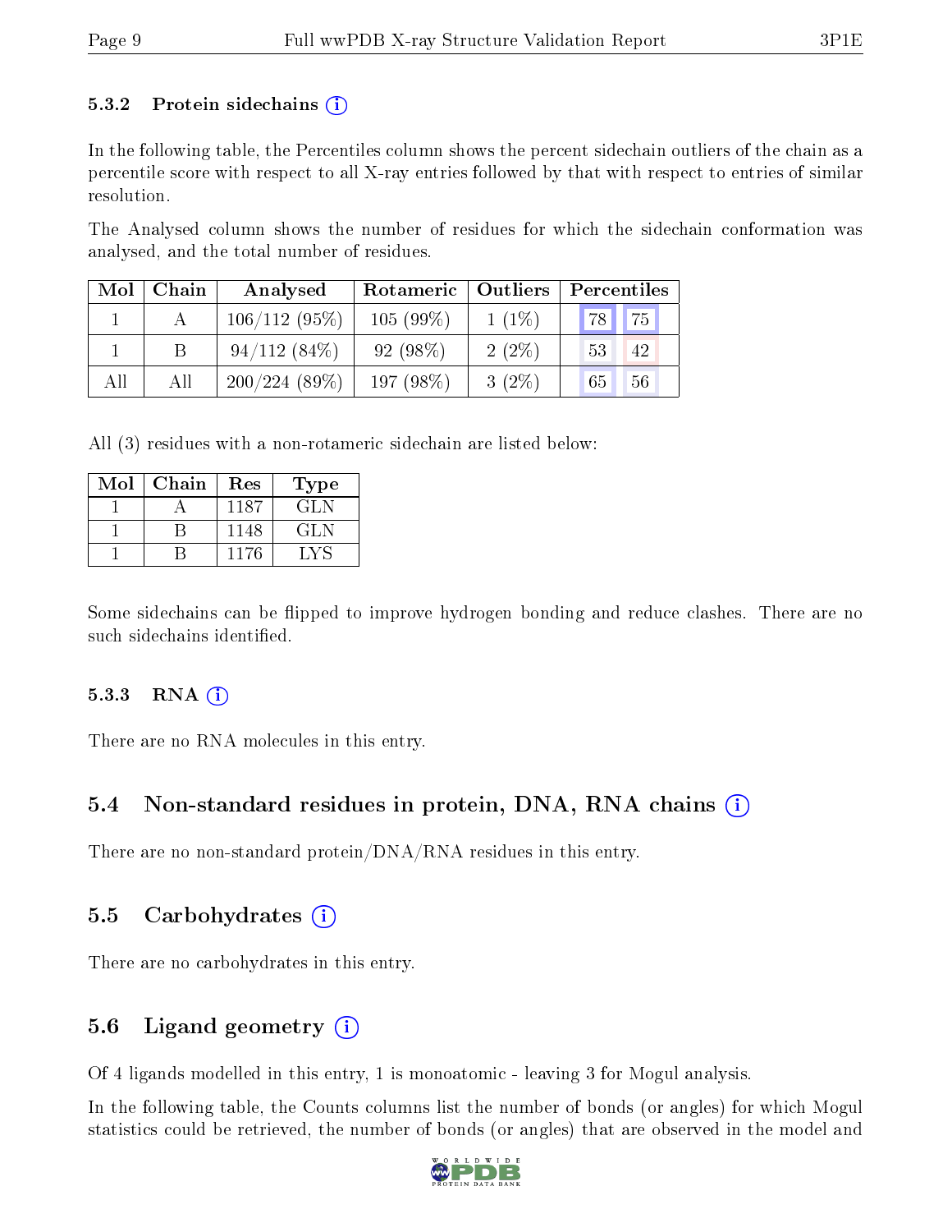### 5.3.2 Protein sidechains (i)

In the following table, the Percentiles column shows the percent sidechain outliers of the chain as a percentile score with respect to all X-ray entries followed by that with respect to entries of similar resolution.

The Analysed column shows the number of residues for which the sidechain conformation was analysed, and the total number of residues.

| Mol | Chain | Analysed | Rotameric | Outliers | Percentiles | |
|---|---|---|---|---|---|---|
| 1 | A | 106/112 (95%) | 105 (99%) | 1 (1%) | 78 | 75 |
| 1 | B | 94/112 (84%) | 92 (98%) | 2 (2%) | 53 | 42 |
| All | All | 200/224 (89%) | 197 (98%) | 3 (2%) | 65 | 56 |

All (3) residues with a non-rotameric sidechain are listed below:

| Mol | Chain | Res | Type |
|---|---|---|---|
| 1 | A | 1187 | GLN |
| 1 | B | 1148 | GLN |
| 1 | B | 1176 | LYS |

Some sidechains can be flipped to improve hydrogen bonding and reduce clashes. There are no such sidechains identified.

### 5.3.3 RNA (i)

There are no RNA molecules in this entry.

## 5.4 Non-standard residues in protein, DNA, RNA chains (i)

There are no non-standard protein/DNA/RNA residues in this entry.

## 5.5 Carbohydrates (i)

There are no carbohydrates in this entry.

## 5.6 Ligand geometry (i)

Of 4 ligands modelled in this entry, 1 is monoatomic - leaving 3 for Mogul analysis.

In the following table, the Counts columns list the number of bonds (or angles) for which Mogul statistics could be retrieved, the number of bonds (or angles) that are observed in the model and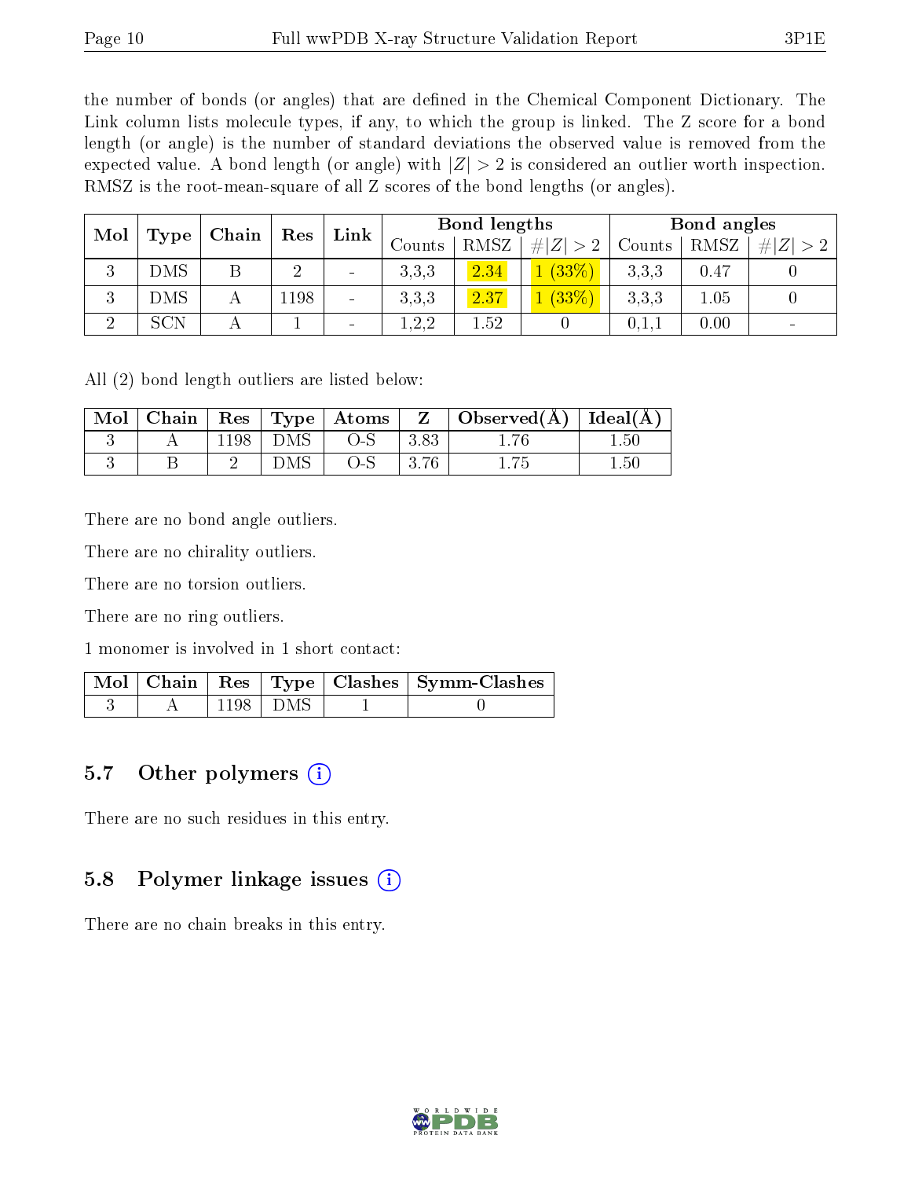the number of bonds (or angles) that are defined in the Chemical Component Dictionary. The Link column lists molecule types, if any, to which the group is linked. The Z score for a bond length (or angle) is the number of standard deviations the observed value is removed from the expected value. A bond length (or angle) with $|Z| > 2$ is considered an outlier worth inspection. RMSZ is the root-mean-square of all Z scores of the bond lengths (or angles).

| Mol | Type | Chain | Res | Link | Bond lengths | | | Bond angles | | |
|---|---|---|---|---|---|---|---|---|---|---|
| | | | | | Counts | RMSZ | #\|Z\| > 2 | Counts | RMSZ | #\|Z\| > 2 |
| 3 | DMS | B | 2 | - | 3,3,3 | 2.34 | 1 (33%) | 3,3,3 | 0.47 | 0 |
| 3 | DMS | A | 1198 | - | 3,3,3 | 2.37 | 1 (33%) | 3,3,3 | 1.05 | 0 |
| 2 | SCN | A | 1 | - | 1,2,2 | 1.52 | 0 | 0,1,1 | 0.00 | - |

All (2) bond length outliers are listed below:

| Mol | Chain | Res | Type | Atoms | Z | Observed(Å) | Ideal(Å) |
|---|---|---|---|---|---|---|---|
| 3 | A | 1198 | DMS | O-S | 3.83 | 1.76 | 1.50 |
| 3 | B | 2 | DMS | O-S | 3.76 | 1.75 | 1.50 |

There are no bond angle outliers.

There are no chirality outliers.

There are no torsion outliers.

There are no ring outliers.

1 monomer is involved in 1 short contact:

| Mol | Chain | Res | Type | Clashes | Symm-Clashes |
|---|---|---|---|---|---|
| 3 | A | 1198 | DMS | 1 | 0 |

## 5.7 Other polymers

There are no such residues in this entry.

## 5.8 Polymer linkage issues

There are no chain breaks in this entry.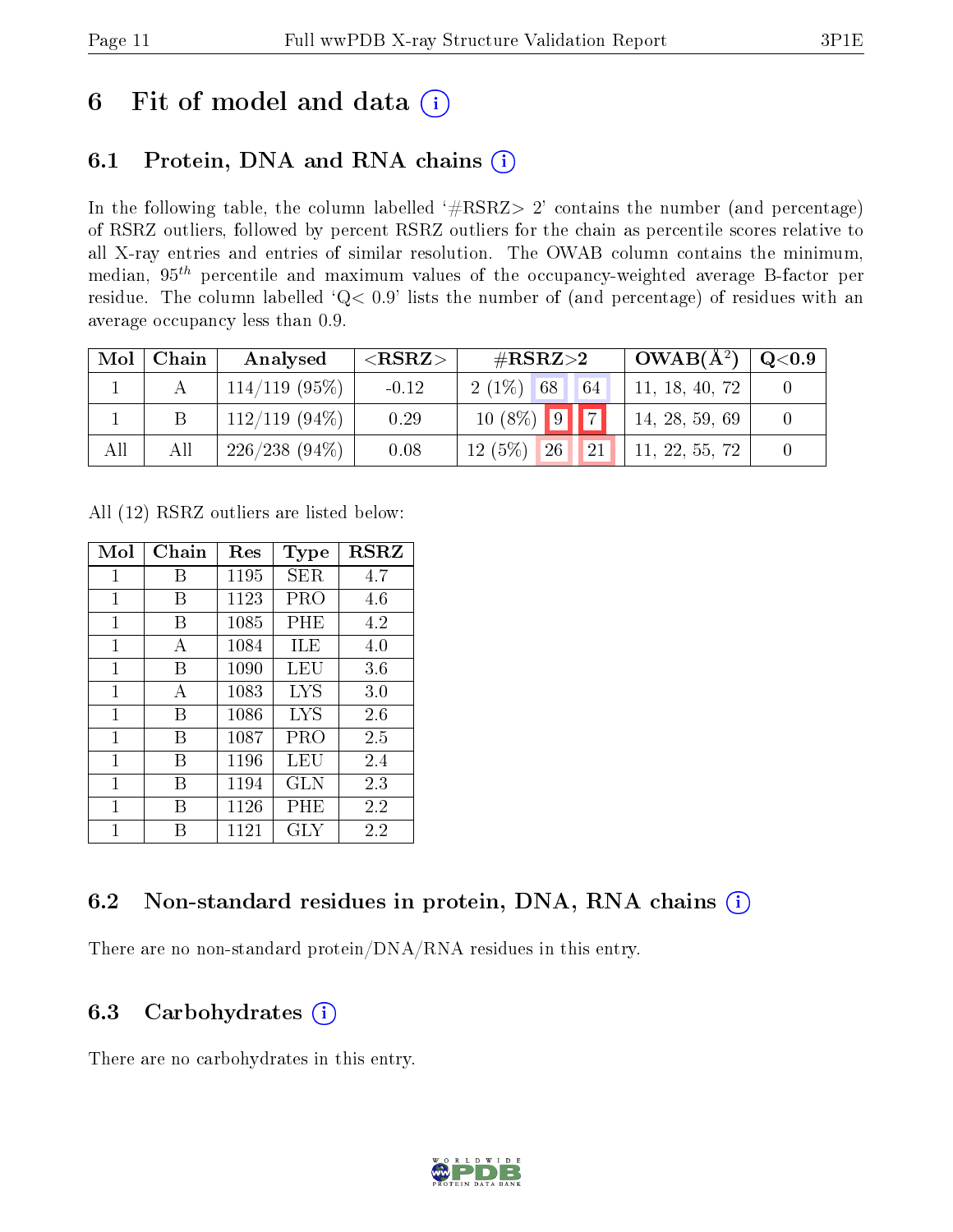# 6 Fit of model and data (i)

## 6.1 Protein, DNA and RNA chains (i)

In the following table, the column labelled '#RSRZ> 2' contains the number (and percentage) of RSRZ outliers, followed by percent RSRZ outliers for the chain as percentile scores relative to all X-ray entries and entries of similar resolution. The OWAB column contains the minimum, median, $95^{th}$ percentile and maximum values of the occupancy-weighted average B-factor per residue. The column labelled 'Q< 0.9' lists the number of (and percentage) of residues with an average occupancy less than 0.9.

| Mol | Chain | Analysed | <RSRZ> | #RSRZ>2 | | | OWAB(Å$^2$) | Q<0.9 |
|---|---|---|---|---|---|---|---|---|
| 1 | A | 114/119 (95%) | -0.12 | 2 (1%) | 68 | 64 | 11, 18, 40, 72 | 0 |
| 1 | B | 112/119 (94%) | 0.29 | 10 (8%) | 9 | 7 | 14, 28, 59, 69 | 0 |
| All | All | 226/238 (94%) | 0.08 | 12 (5%) | 26 | 21 | 11, 22, 55, 72 | 0 |

All (12) RSRZ outliers are listed below:

| Mol | Chain | Res | Type | RSRZ |
|---|---|---|---|---|
| 1 | B | 1195 | SER | 4.7 |
| 1 | B | 1123 | PRO | 4.6 |
| 1 | B | 1085 | PHE | 4.2 |
| 1 | A | 1084 | ILE | 4.0 |
| 1 | B | 1090 | LEU | 3.6 |
| 1 | A | 1083 | LYS | 3.0 |
| 1 | B | 1086 | LYS | 2.6 |
| 1 | B | 1087 | PRO | 2.5 |
| 1 | B | 1196 | LEU | 2.4 |
| 1 | B | 1194 | GLN | 2.3 |
| 1 | B | 1126 | PHE | 2.2 |
| 1 | B | 1121 | GLY | 2.2 |

## 6.2 Non-standard residues in protein, DNA, RNA chains (i)

There are no non-standard protein/DNA/RNA residues in this entry.

## 6.3 Carbohydrates (i)

There are no carbohydrates in this entry.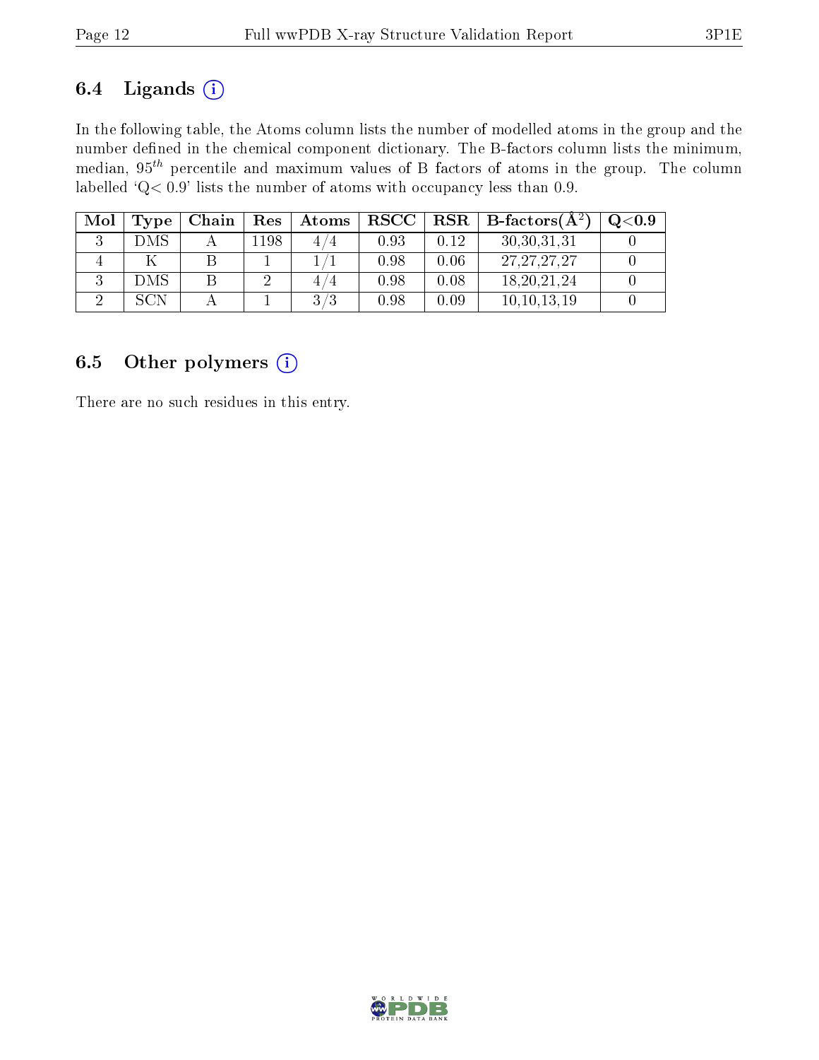### 6.4 Ligands

In the following table, the Atoms column lists the number of modelled atoms in the group and the number defined in the chemical component dictionary. The B-factors column lists the minimum, median, $95^{th}$ percentile and maximum values of B factors of atoms in the group. The column labelled 'Q< 0.9' lists the number of atoms with occupancy less than 0.9.

| Mol | Type | Chain | Res | Atoms | RSCC | RSR | B-factors(Å$^2$) | Q<0.9 |
|---|---|---|---|---|---|---|---|---|
| 3 | DMS | A | 1198 | 4/4 | 0.93 | 0.12 | 30,30,31,31 | 0 |
| 4 | K | B | 1 | 1/1 | 0.98 | 0.06 | 27,27,27,27 | 0 |
| 3 | DMS | B | 2 | 4/4 | 0.98 | 0.08 | 18,20,21,24 | 0 |
| 2 | SCN | A | 1 | 3/3 | 0.98 | 0.09 | 10,10,13,19 | 0 |

### 6.5 Other polymers

There are no such residues in this entry.